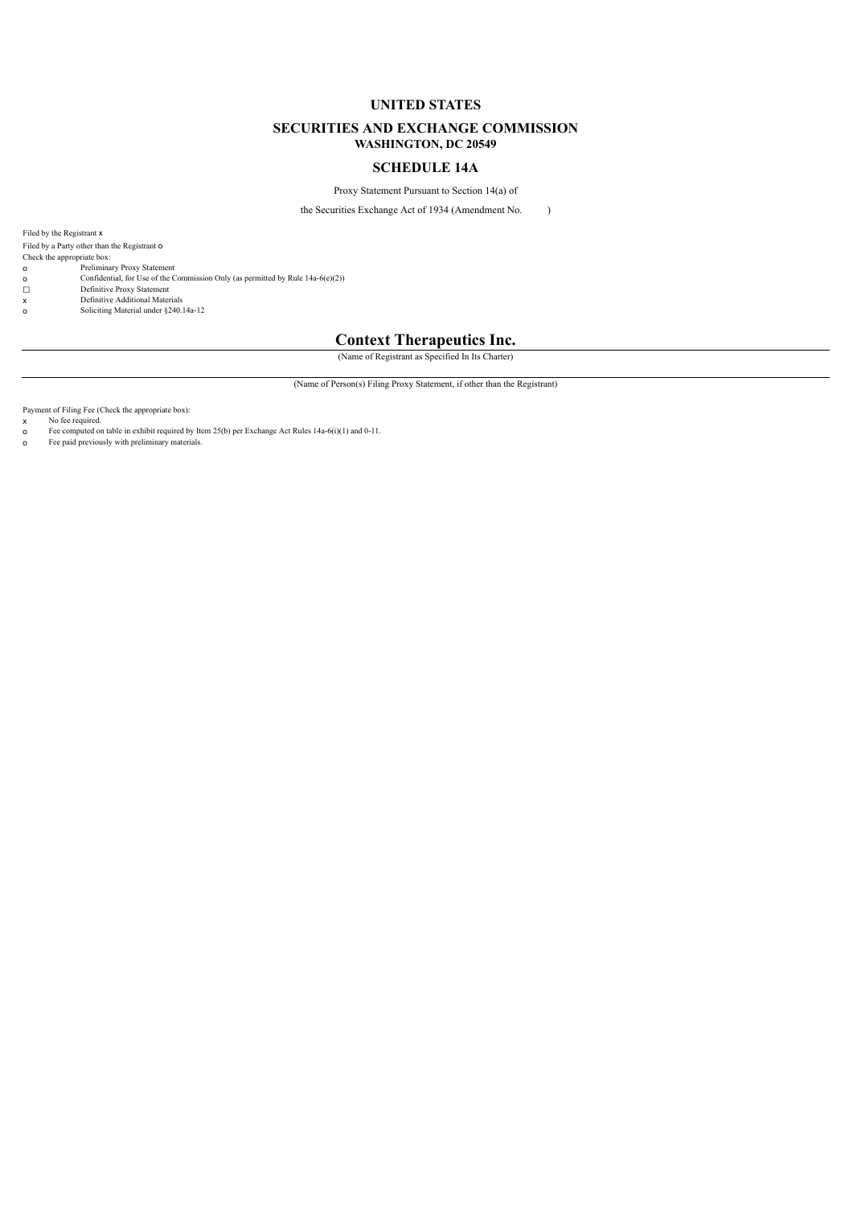# UNITED STATES

## SECURITIES AND EXCHANGE COMMISSION

**WASHINGTON, DC 20549**

## SCHEDULE 14A

Proxy Statement Pursuant to Section 14(a) of

the Securities Exchange Act of 1934 (Amendment No. )

Filed by the Registrant x

Filed by a Party other than the Registrant o

Check the appropriate box:

o Preliminary Proxy Statement

o Confidential, for Use of the Commission Only (as permitted by Rule 14a-6(e)(2))

☐ Definitive Proxy Statement

x Definitive Additional Materials

o Soliciting Material under §240.14a-12

# Context Therapeutics Inc.

(Name of Registrant as Specified In Its Charter)

(Name of Person(s) Filing Proxy Statement, if other than the Registrant)

Payment of Filing Fee (Check the appropriate box):

x No fee required.

o Fee computed on table in exhibit required by Item 25(b) per Exchange Act Rules 14a-6(i)(1) and 0-11.

o Fee paid previously with preliminary materials.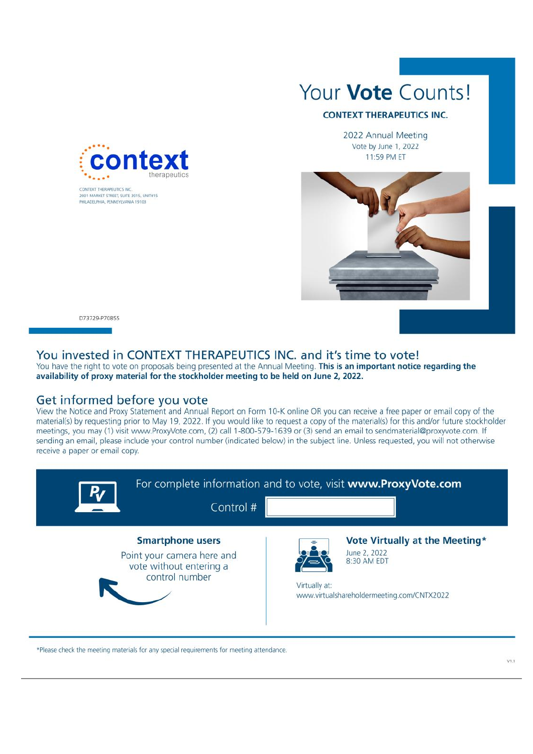CONTEXT THERAPEUTICS INC.
2001 MARKET STREET, SUITE 3915, UNIT#15
PHILADELPHIA, PENNSYLVANIA 19103

# Your **Vote** Counts!

**CONTEXT THERAPEUTICS INC.**

2022 Annual Meeting
Vote by June 1, 2022
11:59 PM ET

D73729-P70855

## You invested in CONTEXT THERAPEUTICS INC. and it's time to vote!

You have the right to vote on proposals being presented at the Annual Meeting. **This is an important notice regarding the availability of proxy material for the stockholder meeting to be held on June 2, 2022.**

## Get informed before you vote

View the Notice and Proxy Statement and Annual Report on Form 10-K online OR you can receive a free paper or email copy of the material(s) by requesting prior to May 19, 2022. If you would like to request a copy of the material(s) for this and/or future stockholder meetings, you may (1) visit www.ProxyVote.com, (2) call 1-800-579-1639 or (3) send an email to sendmaterial@proxyvote.com. If sending an email, please include your control number (indicated below) in the subject line. Unless requested, you will not otherwise receive a paper or email copy.

For complete information and to vote, visit **www.ProxyVote.com**

Control #

**Smartphone users**

Point your camera here and vote without entering a control number

**Vote Virtually at the Meeting***

June 2, 2022
8:30 AM EDT

Virtually at:
www.virtualshareholdermeeting.com/CNTX2022

*Please check the meeting materials for any special requirements for meeting attendance.

V1.1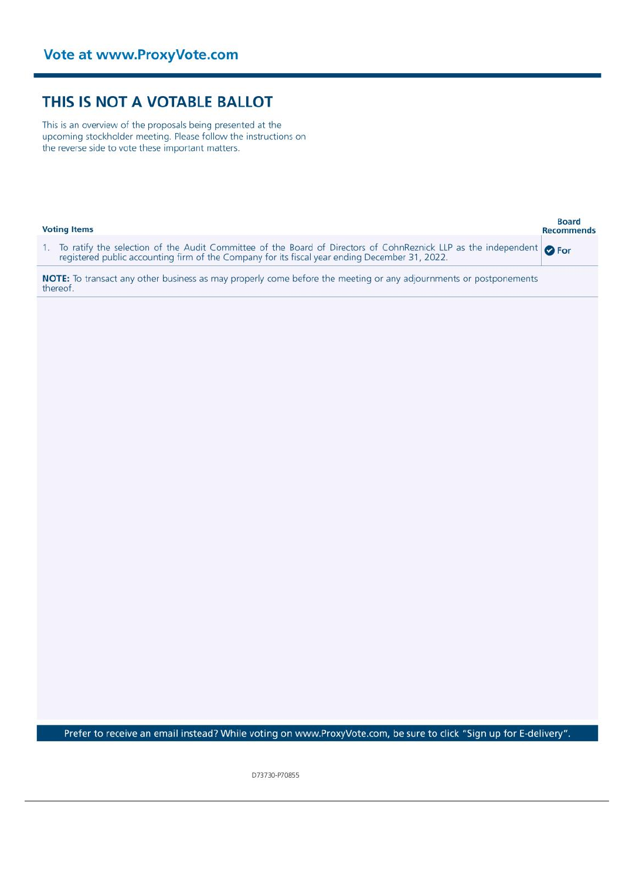Vote at www.ProxyVote.com

# THIS IS NOT A VOTABLE BALLOT

This is an overview of the proposals being presented at the upcoming stockholder meeting. Please follow the instructions on the reverse side to vote these important matters.

| Voting Items | Board Recommends |
|---|---|
| 1. To ratify the selection of the Audit Committee of the Board of Directors of CohnReznick LLP as the independent registered public accounting firm of the Company for its fiscal year ending December 31, 2022. | For |

**NOTE:** To transact any other business as may properly come before the meeting or any adjournments or postponements thereof.

Prefer to receive an email instead? While voting on www.ProxyVote.com, be sure to click "Sign up for E-delivery".

D73730-P70855